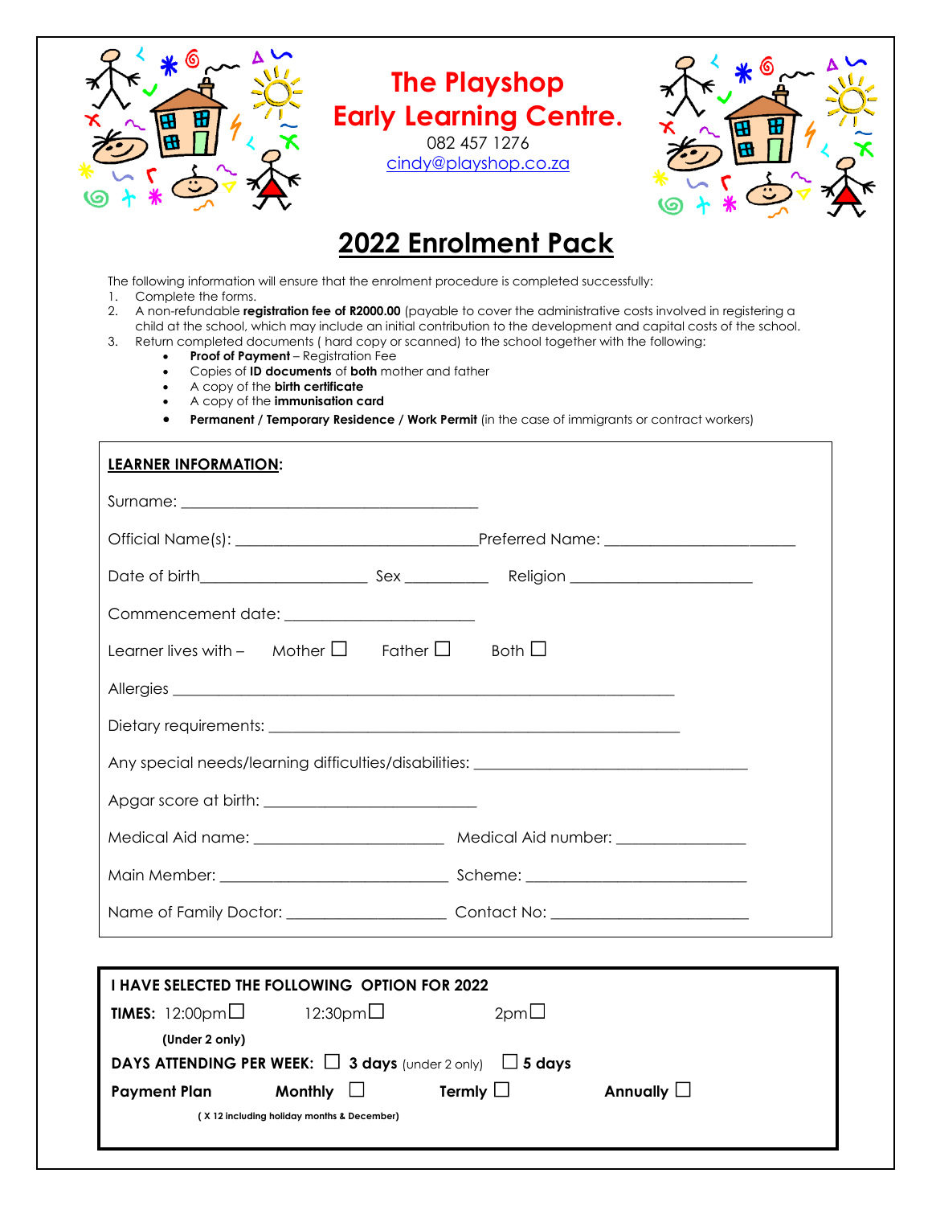# The Playshop Early Learning Centre.

082 457 1276
cindy@playshop.co.za

## 2022 Enrolment Pack

The following information will ensure that the enrolment procedure is completed successfully:

1. Complete the forms.
2. A non-refundable **registration fee of R2000.00** (payable to cover the administrative costs involved in registering a child at the school, which may include an initial contribution to the development and capital costs of the school.
3. Return completed documents ( hard copy or scanned) to the school together with the following:
   - **Proof of Payment** – Registration Fee
   - Copies of **ID documents** of **both** mother and father
   - A copy of the **birth certificate**
   - A copy of the **immunisation card**
   - **Permanent / Temporary Residence / Work Permit** (in the case of immigrants or contract workers)

**LEARNER INFORMATION:**

Surname: ____________________________________

Official Name(s): ______________________________ Preferred Name: _______________________

Date of birth____________________ Sex __________ Religion ______________________

Commencement date: ______________________

Learner lives with – Mother ☐ Father ☐ Both ☐

Allergies ______________________________________________________________

Dietary requirements: __________________________________________________

Any special needs/learning difficulties/disabilities: _________________________________

Apgar score at birth: _________________________

Medical Aid name: _______________________ Medical Aid number: _______________

Main Member: ___________________________ Scheme: ___________________________

Name of Family Doctor: ___________________ Contact No: _______________________

**I HAVE SELECTED THE FOLLOWING OPTION FOR 2022**

**TIMES:** 12:00pm☐ 12:30pm☐ 2pm☐
**(Under 2 only)**

**DAYS ATTENDING PER WEEK:** ☐ **3 days** (under 2 only) ☐ **5 days**

**Payment Plan** **Monthly** ☐ **Termly** ☐ **Annually** ☐
**( X 12 including holiday months & December)**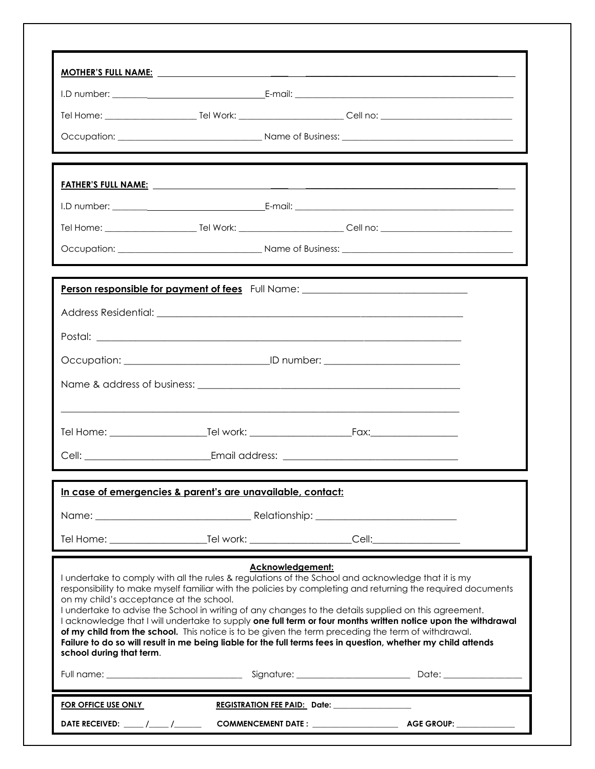**MOTHER'S FULL NAME:** ______________________________________________

I.D number: ______________________ E-mail: ______________________

Tel Home: ________________ Tel Work: ________________ Cell no: ________________

Occupation: ______________________ Name of Business: ______________________

**FATHER'S FULL NAME:** ______________________________________________

I.D number: ______________________ E-mail: ______________________

Tel Home: ________________ Tel Work: ________________ Cell no: ________________

Occupation: ______________________ Name of Business: ______________________

**Person responsible for payment of fees** Full Name: ______________________

Address Residential: ______________________________________________

Postal: ______________________________________________

Occupation: ______________________ ID number: ______________________

Name & address of business: ______________________________________________

______________________________________________

Tel Home: ________________ Tel work: ________________ Fax: ________________

Cell: ______________________ Email address: ______________________

**In case of emergencies & parent's are unavailable, contact:**

Name: ______________________ Relationship: ______________________

Tel Home: ________________ Tel work: ________________ Cell: ________________

**Acknowledgement:**

I undertake to comply with all the rules & regulations of the School and acknowledge that it is my responsibility to make myself familiar with the policies by completing and returning the required documents on my child's acceptance at the school.

I undertake to advise the School in writing of any changes to the details supplied on this agreement.

I acknowledge that I will undertake to supply **one full term or four months written notice upon the withdrawal of my child from the school.** This notice is to be given the term preceding the term of withdrawal.

**Failure to do so will result in me being liable for the full terms fees in question, whether my child attends school during that term**.

Full name: ______________________ Signature: ______________________ Date: ________________

**FOR OFFICE USE ONLY** **REGISTRATION FEE PAID: Date:** ________________

**DATE RECEIVED:** _____ /_____ /______ **COMMENCEMENT DATE :** ________________ **AGE GROUP:** ________________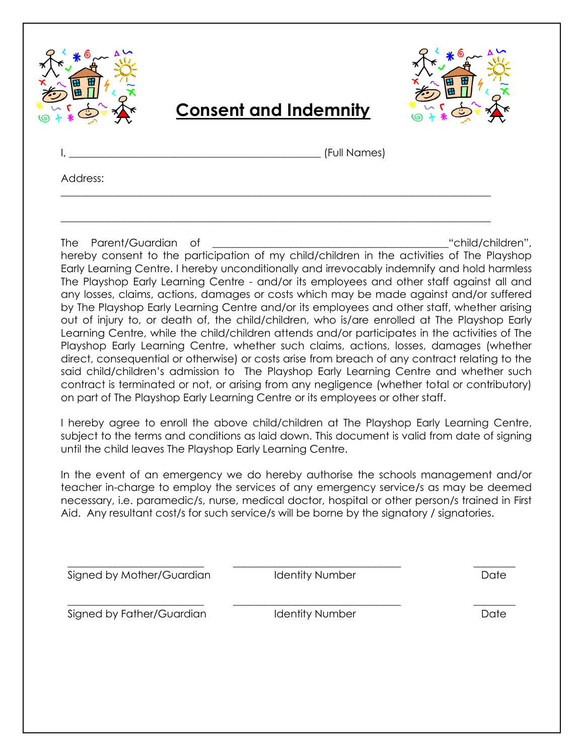# Consent and Indemnity

I, _______________________________________________ (Full Names)

Address:

_______________________________________________________________________________

_______________________________________________________________________________

The Parent/Guardian of ____________________________________________"child/children", hereby consent to the participation of my child/children in the activities of The Playshop Early Learning Centre. I hereby unconditionally and irrevocably indemnify and hold harmless The Playshop Early Learning Centre - and/or its employees and other staff against all and any losses, claims, actions, damages or costs which may be made against and/or suffered by The Playshop Early Learning Centre and/or its employees and other staff, whether arising out of injury to, or death of, the child/children, who is/are enrolled at The Playshop Early Learning Centre, while the child/children attends and/or participates in the activities of The Playshop Early Learning Centre, whether such claims, actions, losses, damages (whether direct, consequential or otherwise) or costs arise from breach of any contract relating to the said child/children's admission to The Playshop Early Learning Centre and whether such contract is terminated or not, or arising from any negligence (whether total or contributory) on part of The Playshop Early Learning Centre or its employees or other staff.

I hereby agree to enroll the above child/children at The Playshop Early Learning Centre, subject to the terms and conditions as laid down. This document is valid from date of signing until the child leaves The Playshop Early Learning Centre.

In the event of an emergency we do hereby authorise the schools management and/or teacher in-charge to employ the services of any emergency service/s as may be deemed necessary, i.e. paramedic/s, nurse, medical doctor, hospital or other person/s trained in First Aid. Any resultant cost/s for such service/s will be borne by the signatory / signatories.

| _________________________ | ______________________________ | ________ |
|---|---|---|
| Signed by Mother/Guardian | Identity Number | Date |
| _________________________ | ______________________________ | ________ |
| Signed by Father/Guardian | Identity Number | Date |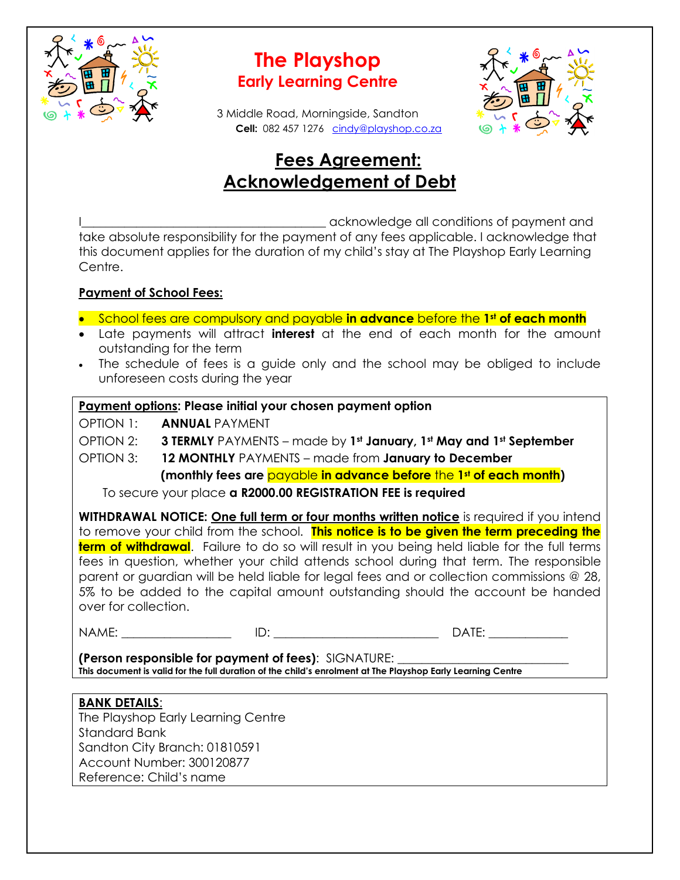# The Playshop
## Early Learning Centre

3 Middle Road, Morningside, Sandton
**Cell:** 082 457 1276 cindy@playshop.co.za

## Fees Agreement: Acknowledgement of Debt

I_______________________________________ acknowledge all conditions of payment and take absolute responsibility for the payment of any fees applicable. I acknowledge that this document applies for the duration of my child's stay at The Playshop Early Learning Centre.

**Payment of School Fees:**

- School fees are compulsory and payable **in advance** before the **1st of each month**
- Late payments will attract **interest** at the end of each month for the amount outstanding for the term
- The schedule of fees is a guide only and the school may be obliged to include unforeseen costs during the year

**Payment options: Please initial your chosen payment option**

OPTION 1: **ANNUAL** PAYMENT

OPTION 2: **3 TERMLY** PAYMENTS – made by **1st January, 1st May and 1st September**

OPTION 3: **12 MONTHLY** PAYMENTS – made from **January to December**
**(monthly fees are** payable **in advance before** the **1st of each month)**

To secure your place **a R2000.00 REGISTRATION FEE is required**

**WITHDRAWAL NOTICE:** One full term or four months written notice is required if you intend to remove your child from the school. **This notice is to be given the term preceding the term of withdrawal**. Failure to do so will result in you being held liable for the full terms fees in question, whether your child attends school during that term. The responsible parent or guardian will be held liable for legal fees and or collection commissions @ 28, 5% to be added to the capital amount outstanding should the account be handed over for collection.

NAME: __________________ ID: ___________________________ DATE: _____________

**(Person responsible for payment of fees)**: SIGNATURE: ___________________________

**This document is valid for the full duration of the child's enrolment at The Playshop Early Learning Centre**

**BANK DETAILS**:
The Playshop Early Learning Centre
Standard Bank
Sandton City Branch: 01810591
Account Number: 300120877
Reference: Child's name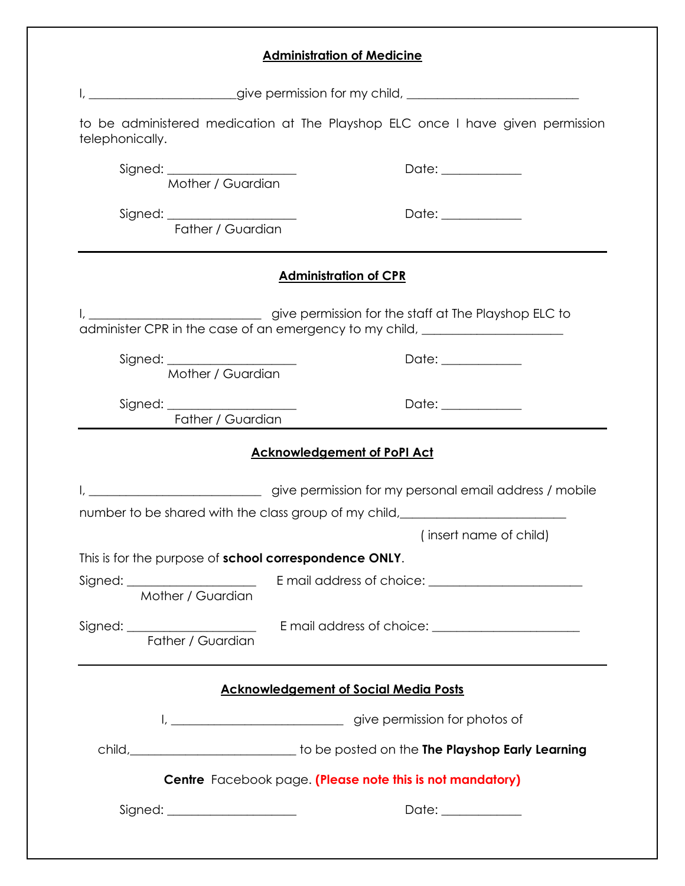## Administration of Medicine

I, ________________________give permission for my child, ____________________________

to be administered medication at The Playshop ELC once I have given permission telephonically.

Signed: ____________________ Date: ____________
Mother / Guardian

Signed: ____________________ Date: ____________
Father / Guardian

---

## Administration of CPR

I, ___________________________ give permission for the staff at The Playshop ELC to administer CPR in the case of an emergency to my child, ______________________

Signed: ____________________ Date: ____________
Mother / Guardian

Signed: ____________________ Date: ____________
Father / Guardian

---

## Acknowledgement of PoPI Act

I, ___________________________ give permission for my personal email address / mobile number to be shared with the class group of my child,_________________________

( insert name of child)

This is for the purpose of **school correspondence ONLY**.

Signed: ____________________ E mail address of choice: ________________________
Mother / Guardian

Signed: ____________________ E mail address of choice: _______________________
Father / Guardian

---

## Acknowledgement of Social Media Posts

I, ___________________________ give permission for photos of

child,___________________________ to be posted on the **The Playshop Early Learning Centre** Facebook page. **(Please note this is not mandatory)**

Signed: ____________________ Date: ____________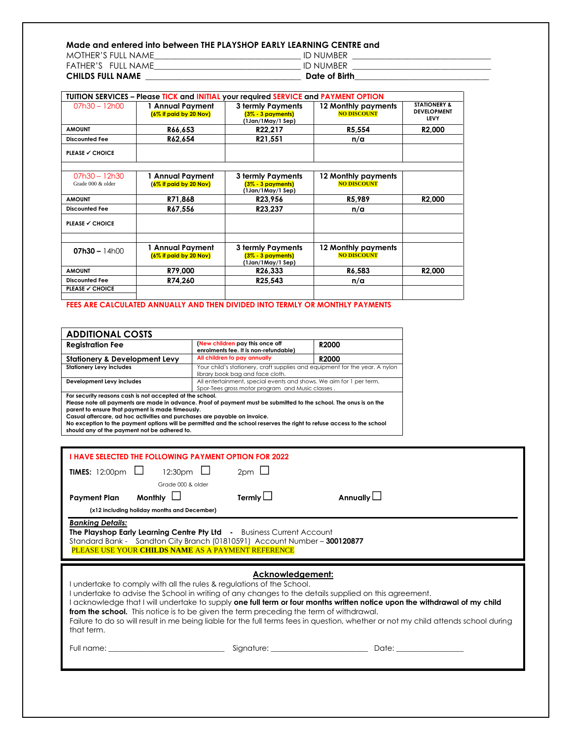**Made and entered into between THE PLAYSHOP EARLY LEARNING CENTRE and**

MOTHER'S FULL NAME\_\_\_\_\_\_\_\_\_\_\_\_\_\_\_\_\_\_\_\_\_\_\_\_\_\_\_\_\_\_\_\_ ID NUMBER \_\_\_\_\_\_\_\_\_\_\_\_\_\_\_\_\_\_\_\_\_\_\_\_\_\_\_\_\_\_\_\_

FATHER'S FULL NAME\_\_\_\_\_\_\_\_\_\_\_\_\_\_\_\_\_\_\_\_\_\_\_\_\_\_\_\_\_\_\_\_ ID NUMBER \_\_\_\_\_\_\_\_\_\_\_\_\_\_\_\_\_\_\_\_\_\_\_\_\_\_\_\_\_\_\_\_

**CHILDS FULL NAME** \_\_\_\_\_\_\_\_\_\_\_\_\_\_\_\_\_\_\_\_\_\_\_\_\_\_\_\_\_\_\_\_ **Date of Birth**\_\_\_\_\_\_\_\_\_\_\_\_\_\_\_\_\_\_\_\_\_\_\_\_\_\_\_\_\_\_\_\_

| TUITION SERVICES – Please TICK and INITIAL your required SERVICE and PAYMENT OPTION | | | | |
|---|---|---|---|---|
| 07h30 – 12h00 | 1 Annual Payment (6% if paid by 20 Nov) | 3 termly Payments (3% - 3 payments) (1Jan/1May/1 Sep) | 12 Monthly payments NO DISCOUNT | STATIONERY & DEVELOPMENT LEVY |
| AMOUNT | R66,653 | R22,217 | R5,554 | R2,000 |
| Discounted Fee | R62,654 | R21,551 | n/a | |
| PLEASE ✓ CHOICE | | | | |
| | | | | |
| 07h30 – 12h30 Grade 000 & older | 1 Annual Payment (6% if paid by 20 Nov) | 3 termly Payments (3% - 3 payments) (1Jan/1May/1 Sep) | 12 Monthly payments NO DISCOUNT | |
| AMOUNT | R71,868 | R23,956 | R5,989 | R2,000 |
| Discounted Fee | R67,556 | R23,237 | n/a | |
| PLEASE ✓ CHOICE | | | | |
| | | | | |
| 07h30 – 14h00 | 1 Annual Payment (6% if paid by 20 Nov) | 3 termly Payments (3% - 3 payments) (1Jan/1May/1 Sep) | 12 Monthly payments NO DISCOUNT | |
| AMOUNT | R79,000 | R26,333 | R6,583 | R2,000 |
| Discounted Fee | R74,260 | R25,543 | n/a | |
| PLEASE ✓ CHOICE | | | | |

FEES ARE CALCULATED ANNUALLY AND THEN DIVIDED INTO TERMLY OR MONTHLY PAYMENTS

| ADDITIONAL COSTS | | |
|---|---|---|
| **Registration Fee** | (New children pay this once off enrolments fee. It is non-refundable) | R2000 |
| **Stationery & Development Levy** | All children to pay annually | R2000 |
| **Stationery Levy includes** | Your child's stationery, craft supplies and equipment for the year. A nylon library book bag and face cloth. | |
| **Development Levy includes** | All entertainment, special events and shows. We aim for 1 per term. Spor-Tees gross motor program and Music classes . | |

**For security reasons cash is not accepted at the school.**
**Please note all payments are made in advance. Proof of payment must be submitted to the school. The onus is on the parent to ensure that payment is made timeously.**
**Casual aftercare, ad hoc activities and purchases are payable on invoice.**
**No exception to the payment options will be permitted and the school reserves the right to refuse access to the school should any of the payment not be adhered to.**

**I HAVE SELECTED THE FOLLOWING PAYMENT OPTION FOR 2022**

**TIMES:** 12:00pm ☐ 12:30pm ☐ 2pm ☐

Grade 000 & older

**Payment Plan** **Monthly** ☐ **Termly** ☐ **Annually** ☐

**(x12 including holiday months and December)**

***Banking Details:***

**The Playshop Early Learning Centre Pty Ltd** - Business Current Account
Standard Bank - Sandton City Branch (01810591) Account Number – **300120877**
PLEASE USE YOUR **CHILDS NAME** AS A PAYMENT REFERENCE

## Acknowledgement:

I undertake to comply with all the rules & regulations of the School.
I undertake to advise the School in writing of any changes to the details supplied on this agreement.
I acknowledge that I will undertake to supply **one full term or four months written notice upon the withdrawal of my child from the school.** This notice is to be given the term preceding the term of withdrawal.
Failure to do so will result in me being liable for the full terms fees in question, whether or not my child attends school during that term.

Full name: \_\_\_\_\_\_\_\_\_\_\_\_\_\_\_\_\_\_\_\_\_\_\_\_\_\_\_\_ Signature: \_\_\_\_\_\_\_\_\_\_\_\_\_\_\_\_\_\_\_\_\_\_\_\_ Date: \_\_\_\_\_\_\_\_\_\_\_\_\_\_\_\_